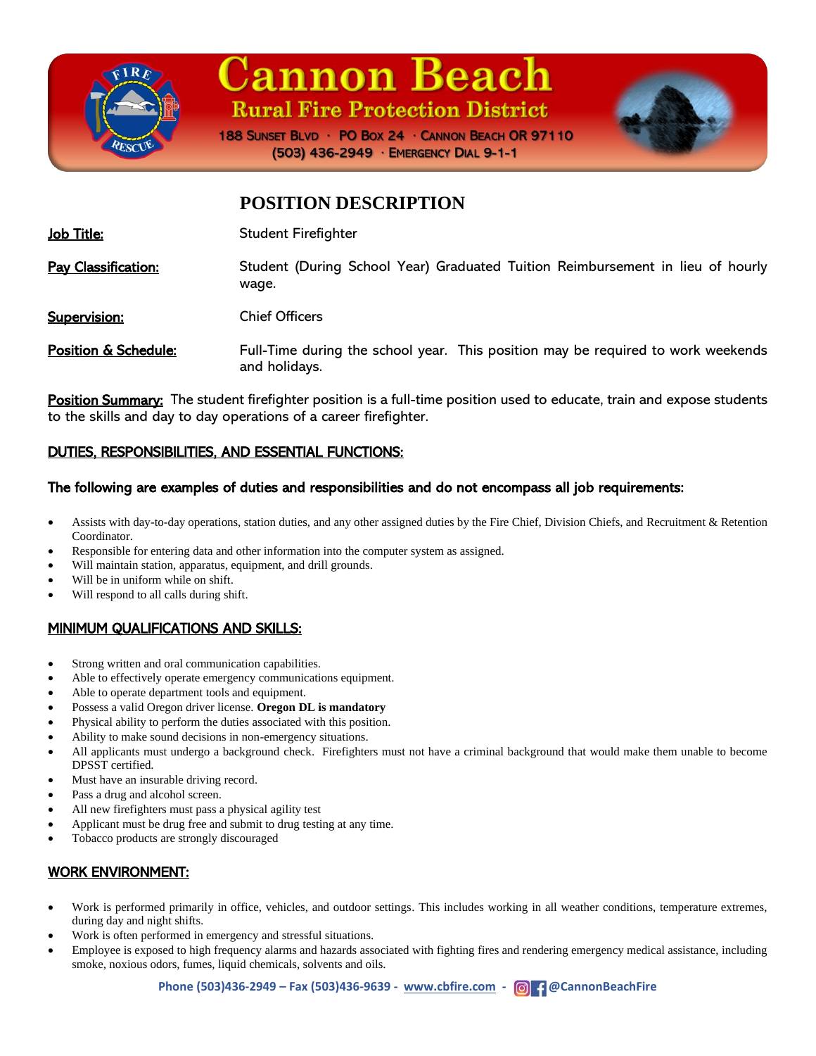# Cannon Beach

## Rural Fire Protection District

188 Sunset Blvd · PO Box 24 · Cannon Beach OR 97110
(503) 436-2949 · Emergency Dial 9-1-1

## POSITION DESCRIPTION

**Job Title:** Student Firefighter

**Pay Classification:** Student (During School Year) Graduated Tuition Reimbursement in lieu of hourly wage.

**Supervision:** Chief Officers

**Position & Schedule:** Full-Time during the school year. This position may be required to work weekends and holidays.

**Position Summary:** The student firefighter position is a full-time position used to educate, train and expose students to the skills and day to day operations of a career firefighter.

### DUTIES, RESPONSIBILITIES, AND ESSENTIAL FUNCTIONS:

**The following are examples of duties and responsibilities and do not encompass all job requirements:**

- Assists with day-to-day operations, station duties, and any other assigned duties by the Fire Chief, Division Chiefs, and Recruitment & Retention Coordinator.
- Responsible for entering data and other information into the computer system as assigned.
- Will maintain station, apparatus, equipment, and drill grounds.
- Will be in uniform while on shift.
- Will respond to all calls during shift.

### MINIMUM QUALIFICATIONS AND SKILLS:

- Strong written and oral communication capabilities.
- Able to effectively operate emergency communications equipment.
- Able to operate department tools and equipment.
- Possess a valid Oregon driver license. **Oregon DL is mandatory**
- Physical ability to perform the duties associated with this position.
- Ability to make sound decisions in non-emergency situations.
- All applicants must undergo a background check. Firefighters must not have a criminal background that would make them unable to become DPSST certified.
- Must have an insurable driving record.
- Pass a drug and alcohol screen.
- All new firefighters must pass a physical agility test
- Applicant must be drug free and submit to drug testing at any time.
- Tobacco products are strongly discouraged

### WORK ENVIRONMENT:

- Work is performed primarily in office, vehicles, and outdoor settings. This includes working in all weather conditions, temperature extremes, during day and night shifts.
- Work is often performed in emergency and stressful situations.
- Employee is exposed to high frequency alarms and hazards associated with fighting fires and rendering emergency medical assistance, including smoke, noxious odors, fumes, liquid chemicals, solvents and oils.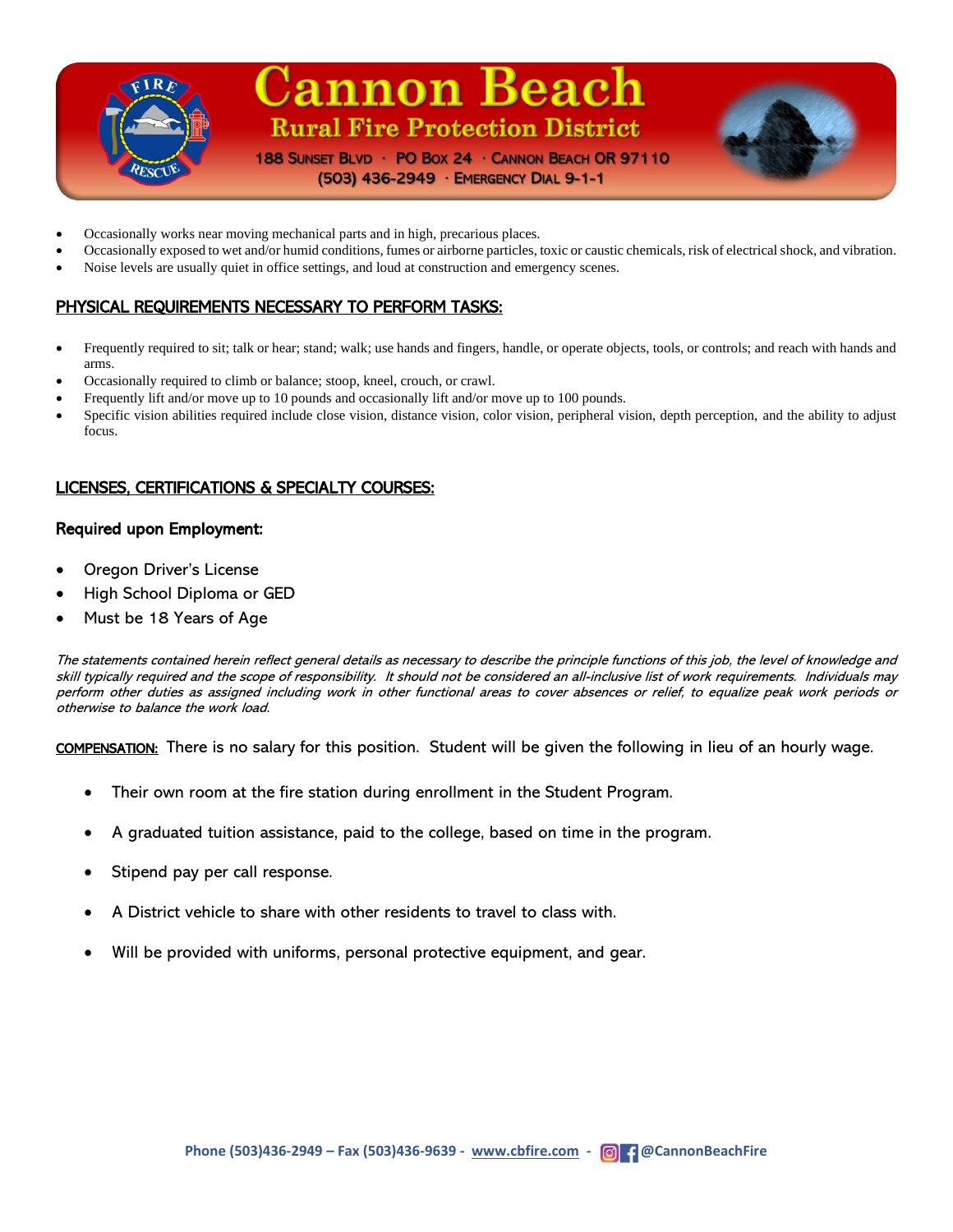- Occasionally works near moving mechanical parts and in high, precarious places.
- Occasionally exposed to wet and/or humid conditions, fumes or airborne particles, toxic or caustic chemicals, risk of electrical shock, and vibration.
- Noise levels are usually quiet in office settings, and loud at construction and emergency scenes.

## PHYSICAL REQUIREMENTS NECESSARY TO PERFORM TASKS:

- Frequently required to sit; talk or hear; stand; walk; use hands and fingers, handle, or operate objects, tools, or controls; and reach with hands and arms.
- Occasionally required to climb or balance; stoop, kneel, crouch, or crawl.
- Frequently lift and/or move up to 10 pounds and occasionally lift and/or move up to 100 pounds.
- Specific vision abilities required include close vision, distance vision, color vision, peripheral vision, depth perception, and the ability to adjust focus.

## LICENSES, CERTIFICATIONS & SPECIALTY COURSES:

### Required upon Employment:

- Oregon Driver's License
- High School Diploma or GED
- Must be 18 Years of Age

*The statements contained herein reflect general details as necessary to describe the principle functions of this job, the level of knowledge and skill typically required and the scope of responsibility. It should not be considered an all-inclusive list of work requirements. Individuals may perform other duties as assigned including work in other functional areas to cover absences or relief, to equalize peak work periods or otherwise to balance the work load.*

**COMPENSATION:** There is no salary for this position. Student will be given the following in lieu of an hourly wage.

- Their own room at the fire station during enrollment in the Student Program.
- A graduated tuition assistance, paid to the college, based on time in the program.
- Stipend pay per call response.
- A District vehicle to share with other residents to travel to class with.
- Will be provided with uniforms, personal protective equipment, and gear.